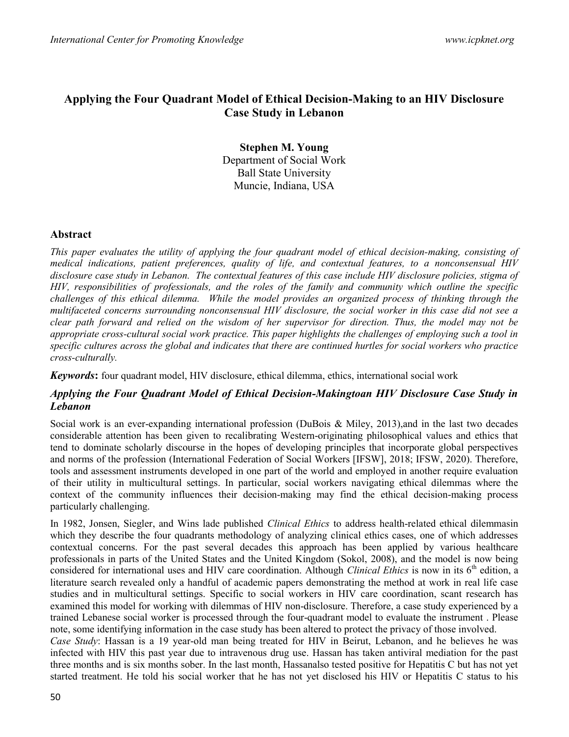# Applying the Four Quadrant Model of Ethical Decision-Making to an HIV Disclosure Case Study in Lebanon

**Stephen M. Young**
Department of Social Work
Ball State University
Muncie, Indiana, USA

## Abstract

*This paper evaluates the utility of applying the four quadrant model of ethical decision-making, consisting of medical indications, patient preferences, quality of life, and contextual features, to a nonconsensual HIV disclosure case study in Lebanon. The contextual features of this case include HIV disclosure policies, stigma of HIV, responsibilities of professionals, and the roles of the family and community which outline the specific challenges of this ethical dilemma. While the model provides an organized process of thinking through the multifaceted concerns surrounding nonconsensual HIV disclosure, the social worker in this case did not see a clear path forward and relied on the wisdom of her supervisor for direction. Thus, the model may not be appropriate cross-cultural social work practice. This paper highlights the challenges of employing such a tool in specific cultures across the global and indicates that there are continued hurtles for social workers who practice cross-culturally.*

***Keywords*:** four quadrant model, HIV disclosure, ethical dilemma, ethics, international social work

### *Applying the Four Quadrant Model of Ethical Decision-Makingtoan HIV Disclosure Case Study in Lebanon*

Social work is an ever-expanding international profession (DuBois & Miley, 2013),and in the last two decades considerable attention has been given to recalibrating Western-originating philosophical values and ethics that tend to dominate scholarly discourse in the hopes of developing principles that incorporate global perspectives and norms of the profession (International Federation of Social Workers [IFSW], 2018; IFSW, 2020). Therefore, tools and assessment instruments developed in one part of the world and employed in another require evaluation of their utility in multicultural settings. In particular, social workers navigating ethical dilemmas where the context of the community influences their decision-making may find the ethical decision-making process particularly challenging.

In 1982, Jonsen, Siegler, and Wins lade published *Clinical Ethics* to address health-related ethical dilemmasin which they describe the four quadrants methodology of analyzing clinical ethics cases, one of which addresses contextual concerns. For the past several decades this approach has been applied by various healthcare professionals in parts of the United States and the United Kingdom (Sokol, 2008), and the model is now being considered for international uses and HIV care coordination. Although *Clinical Ethics* is now in its 6th edition, a literature search revealed only a handful of academic papers demonstrating the method at work in real life case studies and in multicultural settings. Specific to social workers in HIV care coordination, scant research has examined this model for working with dilemmas of HIV non-disclosure. Therefore, a case study experienced by a trained Lebanese social worker is processed through the four-quadrant model to evaluate the instrument . Please note, some identifying information in the case study has been altered to protect the privacy of those involved.

*Case Study*: Hassan is a 19 year-old man being treated for HIV in Beirut, Lebanon, and he believes he was infected with HIV this past year due to intravenous drug use. Hassan has taken antiviral mediation for the past three months and is six months sober. In the last month, Hassanalso tested positive for Hepatitis C but has not yet started treatment. He told his social worker that he has not yet disclosed his HIV or Hepatitis C status to his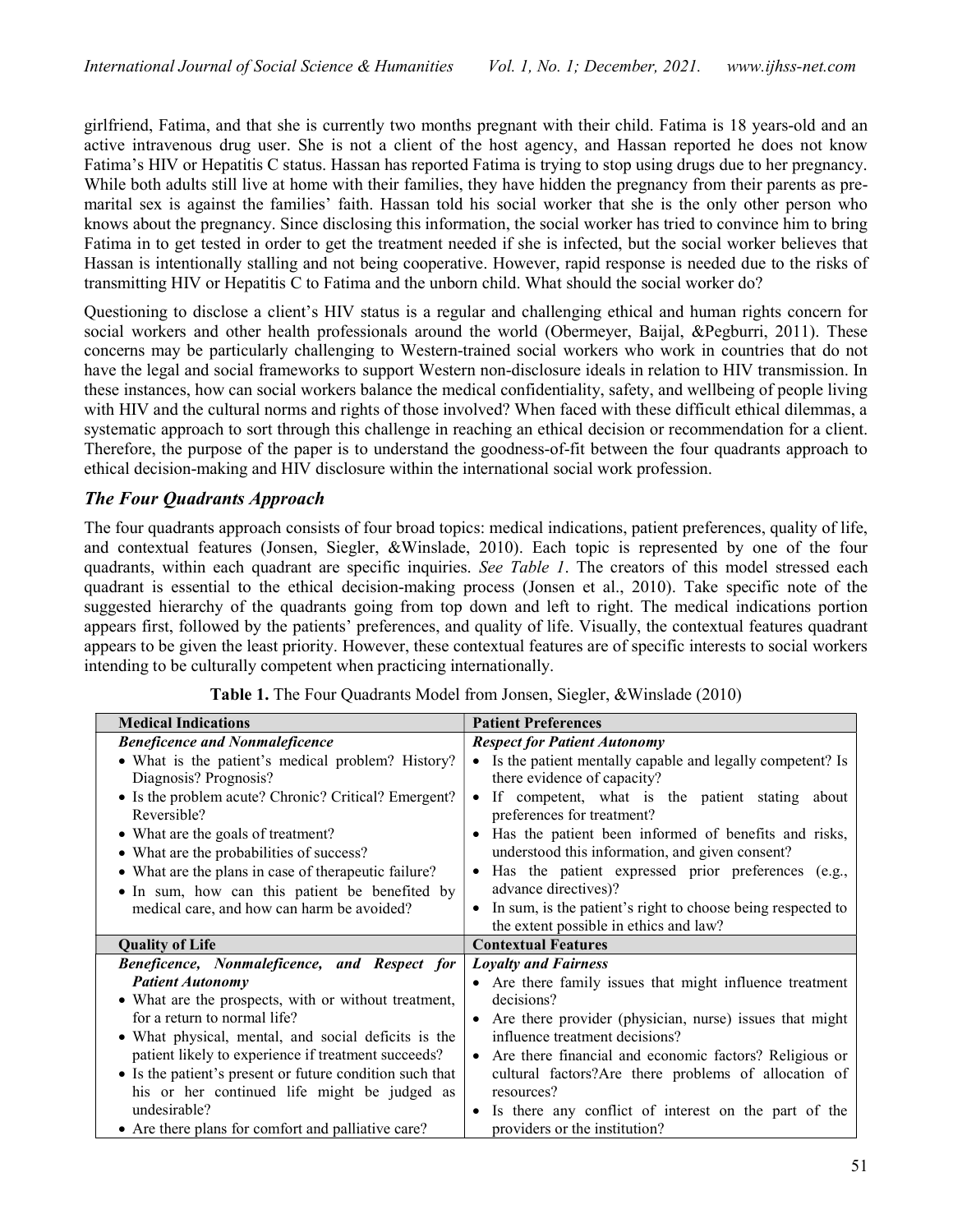girlfriend, Fatima, and that she is currently two months pregnant with their child. Fatima is 18 years-old and an active intravenous drug user. She is not a client of the host agency, and Hassan reported he does not know Fatima's HIV or Hepatitis C status. Hassan has reported Fatima is trying to stop using drugs due to her pregnancy. While both adults still live at home with their families, they have hidden the pregnancy from their parents as pre-marital sex is against the families' faith. Hassan told his social worker that she is the only other person who knows about the pregnancy. Since disclosing this information, the social worker has tried to convince him to bring Fatima in to get tested in order to get the treatment needed if she is infected, but the social worker believes that Hassan is intentionally stalling and not being cooperative. However, rapid response is needed due to the risks of transmitting HIV or Hepatitis C to Fatima and the unborn child. What should the social worker do?

Questioning to disclose a client's HIV status is a regular and challenging ethical and human rights concern for social workers and other health professionals around the world (Obermeyer, Baijal, &Pegburri, 2011). These concerns may be particularly challenging to Western-trained social workers who work in countries that do not have the legal and social frameworks to support Western non-disclosure ideals in relation to HIV transmission. In these instances, how can social workers balance the medical confidentiality, safety, and wellbeing of people living with HIV and the cultural norms and rights of those involved? When faced with these difficult ethical dilemmas, a systematic approach to sort through this challenge in reaching an ethical decision or recommendation for a client. Therefore, the purpose of the paper is to understand the goodness-of-fit between the four quadrants approach to ethical decision-making and HIV disclosure within the international social work profession.

## *The Four Quadrants Approach*

The four quadrants approach consists of four broad topics: medical indications, patient preferences, quality of life, and contextual features (Jonsen, Siegler, &Winslade, 2010). Each topic is represented by one of the four quadrants, within each quadrant are specific inquiries. *See Table 1*. The creators of this model stressed each quadrant is essential to the ethical decision-making process (Jonsen et al., 2010). Take specific note of the suggested hierarchy of the quadrants going from top down and left to right. The medical indications portion appears first, followed by the patients' preferences, and quality of life. Visually, the contextual features quadrant appears to be given the least priority. However, these contextual features are of specific interests to social workers intending to be culturally competent when practicing internationally.

**Table 1.** The Four Quadrants Model from Jonsen, Siegler, &Winslade (2010)

| **Medical Indications** | **Patient Preferences** |
|---|---|
| ***Beneficence and Nonmaleficence***<br>• What is the patient's medical problem? History? Diagnosis? Prognosis?<br>• Is the problem acute? Chronic? Critical? Emergent? Reversible?<br>• What are the goals of treatment?<br>• What are the probabilities of success?<br>• What are the plans in case of therapeutic failure?<br>• In sum, how can this patient be benefited by medical care, and how can harm be avoided? | ***Respect for Patient Autonomy***<br>• Is the patient mentally capable and legally competent? Is there evidence of capacity?<br>• If competent, what is the patient stating about preferences for treatment?<br>• Has the patient been informed of benefits and risks, understood this information, and given consent?<br>• Has the patient expressed prior preferences (e.g., advance directives)?<br>• In sum, is the patient's right to choose being respected to the extent possible in ethics and law? |
| **Quality of Life** | **Contextual Features** |
| ***Beneficence, Nonmaleficence, and Respect for Patient Autonomy***<br>• What are the prospects, with or without treatment, for a return to normal life?<br>• What physical, mental, and social deficits is the patient likely to experience if treatment succeeds?<br>• Is the patient's present or future condition such that his or her continued life might be judged as undesirable?<br>• Are there plans for comfort and palliative care? | ***Loyalty and Fairness***<br>• Are there family issues that might influence treatment decisions?<br>• Are there provider (physician, nurse) issues that might influence treatment decisions?<br>• Are there financial and economic factors? Religious or cultural factors?Are there problems of allocation of resources?<br>• Is there any conflict of interest on the part of the providers or the institution? |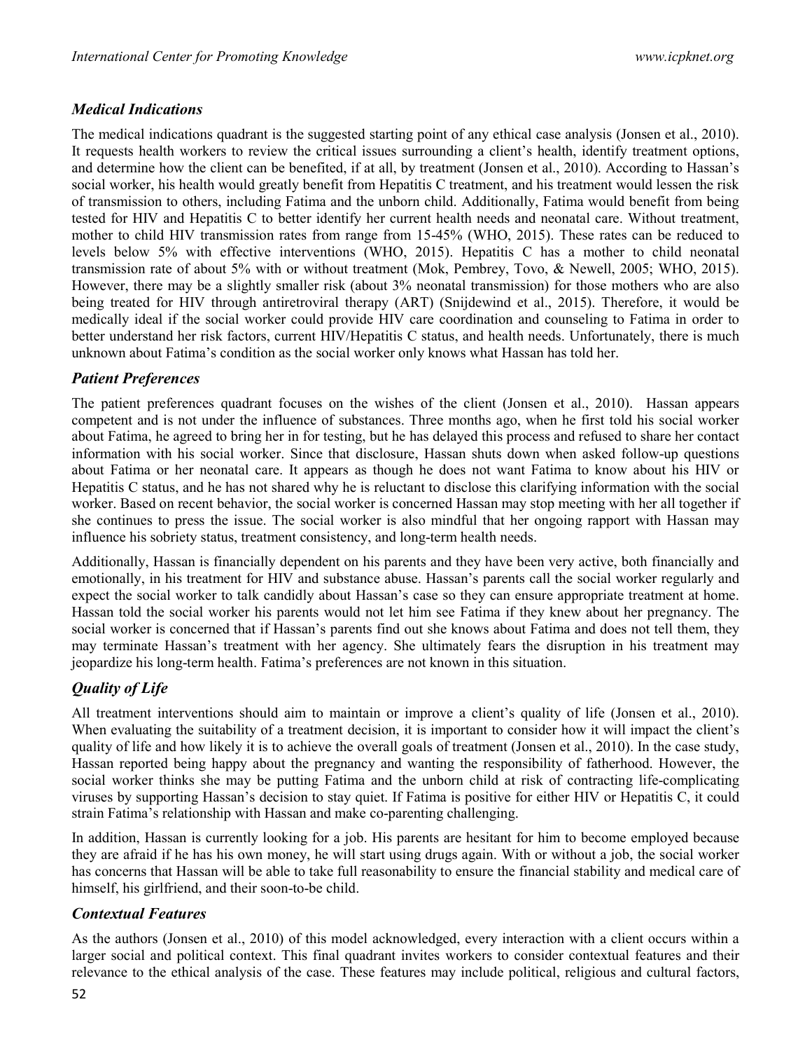### *Medical Indications*

The medical indications quadrant is the suggested starting point of any ethical case analysis (Jonsen et al., 2010). It requests health workers to review the critical issues surrounding a client's health, identify treatment options, and determine how the client can be benefited, if at all, by treatment (Jonsen et al., 2010). According to Hassan's social worker, his health would greatly benefit from Hepatitis C treatment, and his treatment would lessen the risk of transmission to others, including Fatima and the unborn child. Additionally, Fatima would benefit from being tested for HIV and Hepatitis C to better identify her current health needs and neonatal care. Without treatment, mother to child HIV transmission rates from range from 15-45% (WHO, 2015). These rates can be reduced to levels below 5% with effective interventions (WHO, 2015). Hepatitis C has a mother to child neonatal transmission rate of about 5% with or without treatment (Mok, Pembrey, Tovo, & Newell, 2005; WHO, 2015). However, there may be a slightly smaller risk (about 3% neonatal transmission) for those mothers who are also being treated for HIV through antiretroviral therapy (ART) (Snijdewind et al., 2015). Therefore, it would be medically ideal if the social worker could provide HIV care coordination and counseling to Fatima in order to better understand her risk factors, current HIV/Hepatitis C status, and health needs. Unfortunately, there is much unknown about Fatima's condition as the social worker only knows what Hassan has told her.

### *Patient Preferences*

The patient preferences quadrant focuses on the wishes of the client (Jonsen et al., 2010). Hassan appears competent and is not under the influence of substances. Three months ago, when he first told his social worker about Fatima, he agreed to bring her in for testing, but he has delayed this process and refused to share her contact information with his social worker. Since that disclosure, Hassan shuts down when asked follow-up questions about Fatima or her neonatal care. It appears as though he does not want Fatima to know about his HIV or Hepatitis C status, and he has not shared why he is reluctant to disclose this clarifying information with the social worker. Based on recent behavior, the social worker is concerned Hassan may stop meeting with her all together if she continues to press the issue. The social worker is also mindful that her ongoing rapport with Hassan may influence his sobriety status, treatment consistency, and long-term health needs.

Additionally, Hassan is financially dependent on his parents and they have been very active, both financially and emotionally, in his treatment for HIV and substance abuse. Hassan's parents call the social worker regularly and expect the social worker to talk candidly about Hassan's case so they can ensure appropriate treatment at home. Hassan told the social worker his parents would not let him see Fatima if they knew about her pregnancy. The social worker is concerned that if Hassan's parents find out she knows about Fatima and does not tell them, they may terminate Hassan's treatment with her agency. She ultimately fears the disruption in his treatment may jeopardize his long-term health. Fatima's preferences are not known in this situation.

### *Quality of Life*

All treatment interventions should aim to maintain or improve a client's quality of life (Jonsen et al., 2010). When evaluating the suitability of a treatment decision, it is important to consider how it will impact the client's quality of life and how likely it is to achieve the overall goals of treatment (Jonsen et al., 2010). In the case study, Hassan reported being happy about the pregnancy and wanting the responsibility of fatherhood. However, the social worker thinks she may be putting Fatima and the unborn child at risk of contracting life-complicating viruses by supporting Hassan's decision to stay quiet. If Fatima is positive for either HIV or Hepatitis C, it could strain Fatima's relationship with Hassan and make co-parenting challenging.

In addition, Hassan is currently looking for a job. His parents are hesitant for him to become employed because they are afraid if he has his own money, he will start using drugs again. With or without a job, the social worker has concerns that Hassan will be able to take full reasonability to ensure the financial stability and medical care of himself, his girlfriend, and their soon-to-be child.

### *Contextual Features*

As the authors (Jonsen et al., 2010) of this model acknowledged, every interaction with a client occurs within a larger social and political context. This final quadrant invites workers to consider contextual features and their relevance to the ethical analysis of the case. These features may include political, religious and cultural factors,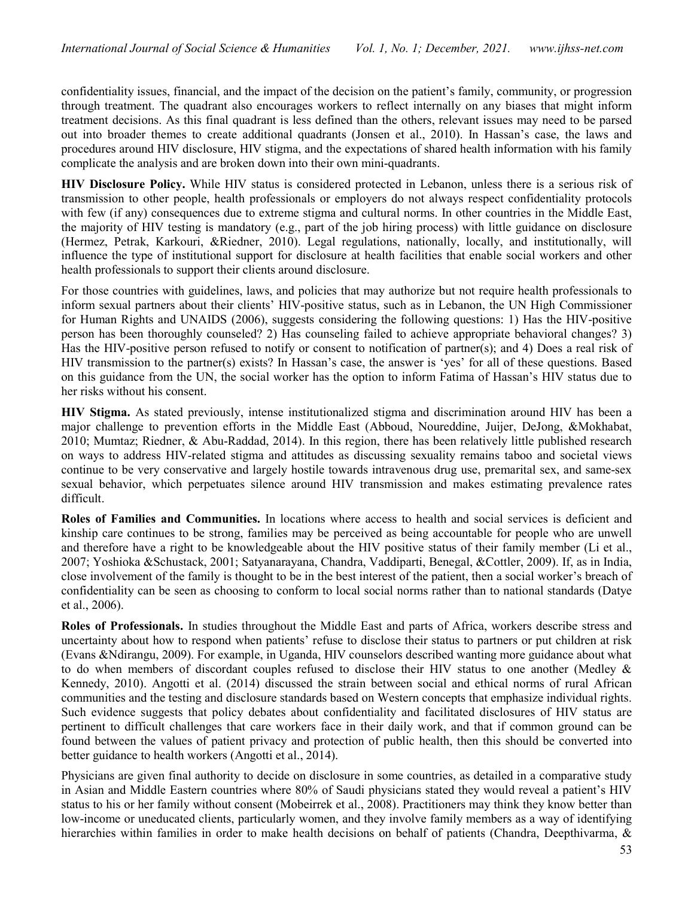confidentiality issues, financial, and the impact of the decision on the patient's family, community, or progression through treatment. The quadrant also encourages workers to reflect internally on any biases that might inform treatment decisions. As this final quadrant is less defined than the others, relevant issues may need to be parsed out into broader themes to create additional quadrants (Jonsen et al., 2010). In Hassan's case, the laws and procedures around HIV disclosure, HIV stigma, and the expectations of shared health information with his family complicate the analysis and are broken down into their own mini-quadrants.

**HIV Disclosure Policy.** While HIV status is considered protected in Lebanon, unless there is a serious risk of transmission to other people, health professionals or employers do not always respect confidentiality protocols with few (if any) consequences due to extreme stigma and cultural norms. In other countries in the Middle East, the majority of HIV testing is mandatory (e.g., part of the job hiring process) with little guidance on disclosure (Hermez, Petrak, Karkouri, &Riedner, 2010). Legal regulations, nationally, locally, and institutionally, will influence the type of institutional support for disclosure at health facilities that enable social workers and other health professionals to support their clients around disclosure.

For those countries with guidelines, laws, and policies that may authorize but not require health professionals to inform sexual partners about their clients' HIV-positive status, such as in Lebanon, the UN High Commissioner for Human Rights and UNAIDS (2006), suggests considering the following questions: 1) Has the HIV-positive person has been thoroughly counseled? 2) Has counseling failed to achieve appropriate behavioral changes? 3) Has the HIV-positive person refused to notify or consent to notification of partner(s); and 4) Does a real risk of HIV transmission to the partner(s) exists? In Hassan's case, the answer is 'yes' for all of these questions. Based on this guidance from the UN, the social worker has the option to inform Fatima of Hassan's HIV status due to her risks without his consent.

**HIV Stigma.** As stated previously, intense institutionalized stigma and discrimination around HIV has been a major challenge to prevention efforts in the Middle East (Abboud, Noureddine, Juijer, DeJong, &Mokhabat, 2010; Mumtaz; Riedner, & Abu-Raddad, 2014). In this region, there has been relatively little published research on ways to address HIV-related stigma and attitudes as discussing sexuality remains taboo and societal views continue to be very conservative and largely hostile towards intravenous drug use, premarital sex, and same-sex sexual behavior, which perpetuates silence around HIV transmission and makes estimating prevalence rates difficult.

**Roles of Families and Communities.** In locations where access to health and social services is deficient and kinship care continues to be strong, families may be perceived as being accountable for people who are unwell and therefore have a right to be knowledgeable about the HIV positive status of their family member (Li et al., 2007; Yoshioka &Schustack, 2001; Satyanarayana, Chandra, Vaddiparti, Benegal, &Cottler, 2009). If, as in India, close involvement of the family is thought to be in the best interest of the patient, then a social worker's breach of confidentiality can be seen as choosing to conform to local social norms rather than to national standards (Datye et al., 2006).

**Roles of Professionals.** In studies throughout the Middle East and parts of Africa, workers describe stress and uncertainty about how to respond when patients' refuse to disclose their status to partners or put children at risk (Evans &Ndirangu, 2009). For example, in Uganda, HIV counselors described wanting more guidance about what to do when members of discordant couples refused to disclose their HIV status to one another (Medley & Kennedy, 2010). Angotti et al. (2014) discussed the strain between social and ethical norms of rural African communities and the testing and disclosure standards based on Western concepts that emphasize individual rights. Such evidence suggests that policy debates about confidentiality and facilitated disclosures of HIV status are pertinent to difficult challenges that care workers face in their daily work, and that if common ground can be found between the values of patient privacy and protection of public health, then this should be converted into better guidance to health workers (Angotti et al., 2014).

Physicians are given final authority to decide on disclosure in some countries, as detailed in a comparative study in Asian and Middle Eastern countries where 80% of Saudi physicians stated they would reveal a patient's HIV status to his or her family without consent (Mobeirrek et al., 2008). Practitioners may think they know better than low-income or uneducated clients, particularly women, and they involve family members as a way of identifying hierarchies within families in order to make health decisions on behalf of patients (Chandra, Deepthivarma, &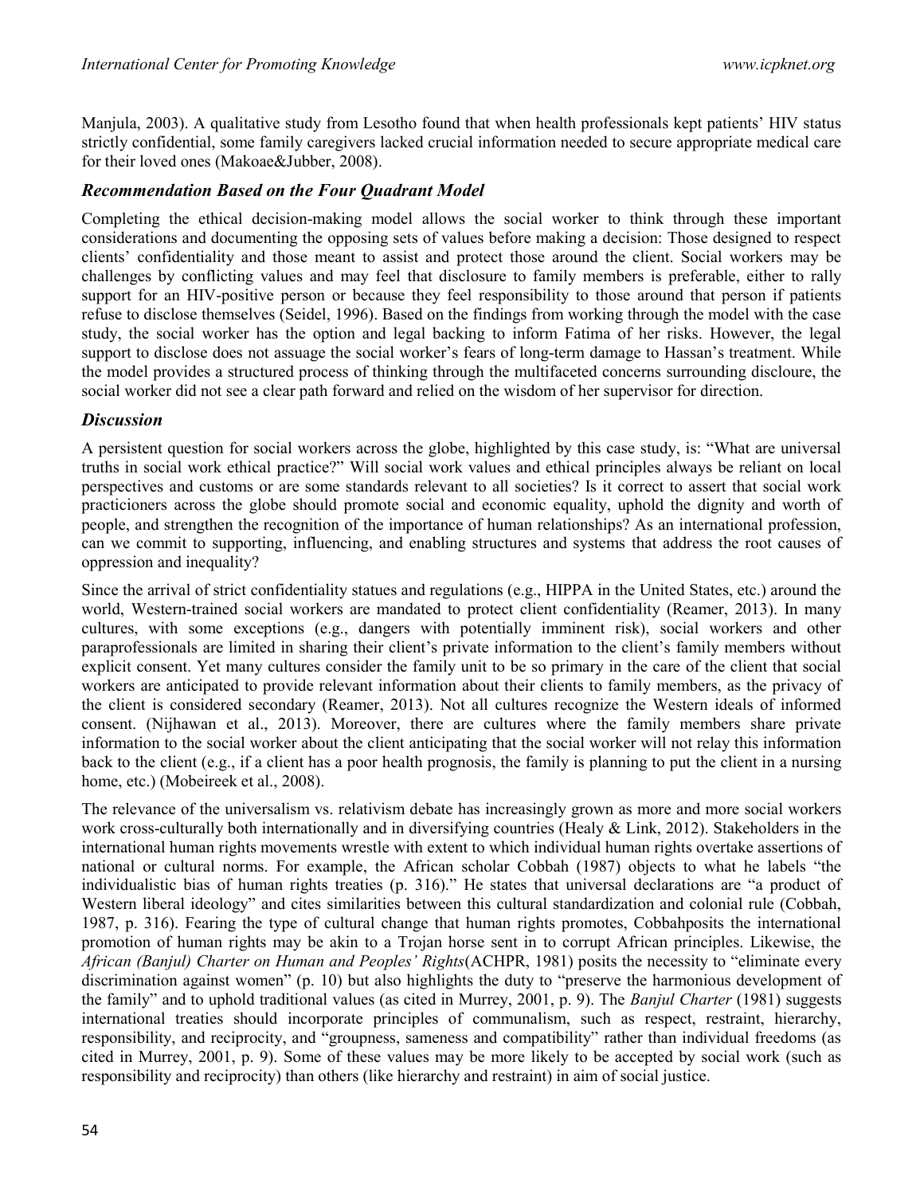Manjula, 2003). A qualitative study from Lesotho found that when health professionals kept patients' HIV status strictly confidential, some family caregivers lacked crucial information needed to secure appropriate medical care for their loved ones (Makoae&Jubber, 2008).

### *Recommendation Based on the Four Quadrant Model*

Completing the ethical decision-making model allows the social worker to think through these important considerations and documenting the opposing sets of values before making a decision: Those designed to respect clients' confidentiality and those meant to assist and protect those around the client. Social workers may be challenges by conflicting values and may feel that disclosure to family members is preferable, either to rally support for an HIV-positive person or because they feel responsibility to those around that person if patients refuse to disclose themselves (Seidel, 1996). Based on the findings from working through the model with the case study, the social worker has the option and legal backing to inform Fatima of her risks. However, the legal support to disclose does not assuage the social worker's fears of long-term damage to Hassan's treatment. While the model provides a structured process of thinking through the multifaceted concerns surrounding discloure, the social worker did not see a clear path forward and relied on the wisdom of her supervisor for direction.

### *Discussion*

A persistent question for social workers across the globe, highlighted by this case study, is: "What are universal truths in social work ethical practice?" Will social work values and ethical principles always be reliant on local perspectives and customs or are some standards relevant to all societies? Is it correct to assert that social work practicioners across the globe should promote social and economic equality, uphold the dignity and worth of people, and strengthen the recognition of the importance of human relationships? As an international profession, can we commit to supporting, influencing, and enabling structures and systems that address the root causes of oppression and inequality?

Since the arrival of strict confidentiality statues and regulations (e.g., HIPPA in the United States, etc.) around the world, Western-trained social workers are mandated to protect client confidentiality (Reamer, 2013). In many cultures, with some exceptions (e.g., dangers with potentially imminent risk), social workers and other paraprofessionals are limited in sharing their client's private information to the client's family members without explicit consent. Yet many cultures consider the family unit to be so primary in the care of the client that social workers are anticipated to provide relevant information about their clients to family members, as the privacy of the client is considered secondary (Reamer, 2013). Not all cultures recognize the Western ideals of informed consent. (Nijhawan et al., 2013). Moreover, there are cultures where the family members share private information to the social worker about the client anticipating that the social worker will not relay this information back to the client (e.g., if a client has a poor health prognosis, the family is planning to put the client in a nursing home, etc.) (Mobeireek et al., 2008).

The relevance of the universalism vs. relativism debate has increasingly grown as more and more social workers work cross-culturally both internationally and in diversifying countries (Healy & Link, 2012). Stakeholders in the international human rights movements wrestle with extent to which individual human rights overtake assertions of national or cultural norms. For example, the African scholar Cobbah (1987) objects to what he labels "the individualistic bias of human rights treaties (p. 316)." He states that universal declarations are "a product of Western liberal ideology" and cites similarities between this cultural standardization and colonial rule (Cobbah, 1987, p. 316). Fearing the type of cultural change that human rights promotes, Cobbahposits the international promotion of human rights may be akin to a Trojan horse sent in to corrupt African principles. Likewise, the *African (Banjul) Charter on Human and Peoples' Rights*(ACHPR, 1981) posits the necessity to "eliminate every discrimination against women" (p. 10) but also highlights the duty to "preserve the harmonious development of the family" and to uphold traditional values (as cited in Murrey, 2001, p. 9). The *Banjul Charter* (1981) suggests international treaties should incorporate principles of communalism, such as respect, restraint, hierarchy, responsibility, and reciprocity, and "groupness, sameness and compatibility" rather than individual freedoms (as cited in Murrey, 2001, p. 9). Some of these values may be more likely to be accepted by social work (such as responsibility and reciprocity) than others (like hierarchy and restraint) in aim of social justice.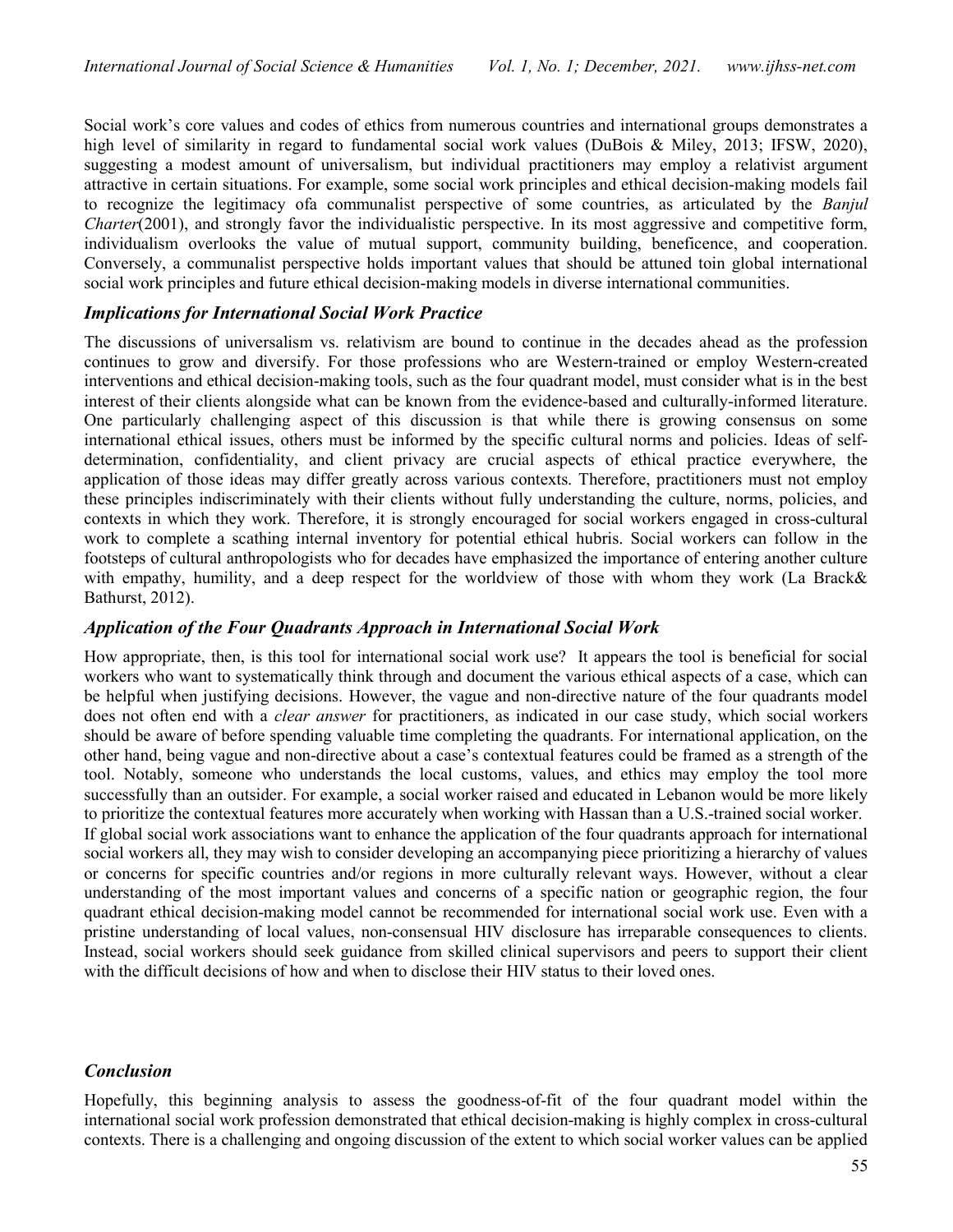Social work's core values and codes of ethics from numerous countries and international groups demonstrates a high level of similarity in regard to fundamental social work values (DuBois & Miley, 2013; IFSW, 2020), suggesting a modest amount of universalism, but individual practitioners may employ a relativist argument attractive in certain situations. For example, some social work principles and ethical decision-making models fail to recognize the legitimacy ofa communalist perspective of some countries, as articulated by the *Banjul Charter*(2001), and strongly favor the individualistic perspective. In its most aggressive and competitive form, individualism overlooks the value of mutual support, community building, beneficence, and cooperation. Conversely, a communalist perspective holds important values that should be attuned toin global international social work principles and future ethical decision-making models in diverse international communities.

### *Implications for International Social Work Practice*

The discussions of universalism vs. relativism are bound to continue in the decades ahead as the profession continues to grow and diversify. For those professions who are Western-trained or employ Western-created interventions and ethical decision-making tools, such as the four quadrant model, must consider what is in the best interest of their clients alongside what can be known from the evidence-based and culturally-informed literature. One particularly challenging aspect of this discussion is that while there is growing consensus on some international ethical issues, others must be informed by the specific cultural norms and policies. Ideas of self-determination, confidentiality, and client privacy are crucial aspects of ethical practice everywhere, the application of those ideas may differ greatly across various contexts. Therefore, practitioners must not employ these principles indiscriminately with their clients without fully understanding the culture, norms, policies, and contexts in which they work. Therefore, it is strongly encouraged for social workers engaged in cross-cultural work to complete a scathing internal inventory for potential ethical hubris. Social workers can follow in the footsteps of cultural anthropologists who for decades have emphasized the importance of entering another culture with empathy, humility, and a deep respect for the worldview of those with whom they work (La Brack& Bathurst, 2012).

### *Application of the Four Quadrants Approach in International Social Work*

How appropriate, then, is this tool for international social work use? It appears the tool is beneficial for social workers who want to systematically think through and document the various ethical aspects of a case, which can be helpful when justifying decisions. However, the vague and non-directive nature of the four quadrants model does not often end with a *clear answer* for practitioners, as indicated in our case study, which social workers should be aware of before spending valuable time completing the quadrants. For international application, on the other hand, being vague and non-directive about a case's contextual features could be framed as a strength of the tool. Notably, someone who understands the local customs, values, and ethics may employ the tool more successfully than an outsider. For example, a social worker raised and educated in Lebanon would be more likely to prioritize the contextual features more accurately when working with Hassan than a U.S.-trained social worker.

If global social work associations want to enhance the application of the four quadrants approach for international social workers all, they may wish to consider developing an accompanying piece prioritizing a hierarchy of values or concerns for specific countries and/or regions in more culturally relevant ways. However, without a clear understanding of the most important values and concerns of a specific nation or geographic region, the four quadrant ethical decision-making model cannot be recommended for international social work use. Even with a pristine understanding of local values, non-consensual HIV disclosure has irreparable consequences to clients. Instead, social workers should seek guidance from skilled clinical supervisors and peers to support their client with the difficult decisions of how and when to disclose their HIV status to their loved ones.

### *Conclusion*

Hopefully, this beginning analysis to assess the goodness-of-fit of the four quadrant model within the international social work profession demonstrated that ethical decision-making is highly complex in cross-cultural contexts. There is a challenging and ongoing discussion of the extent to which social worker values can be applied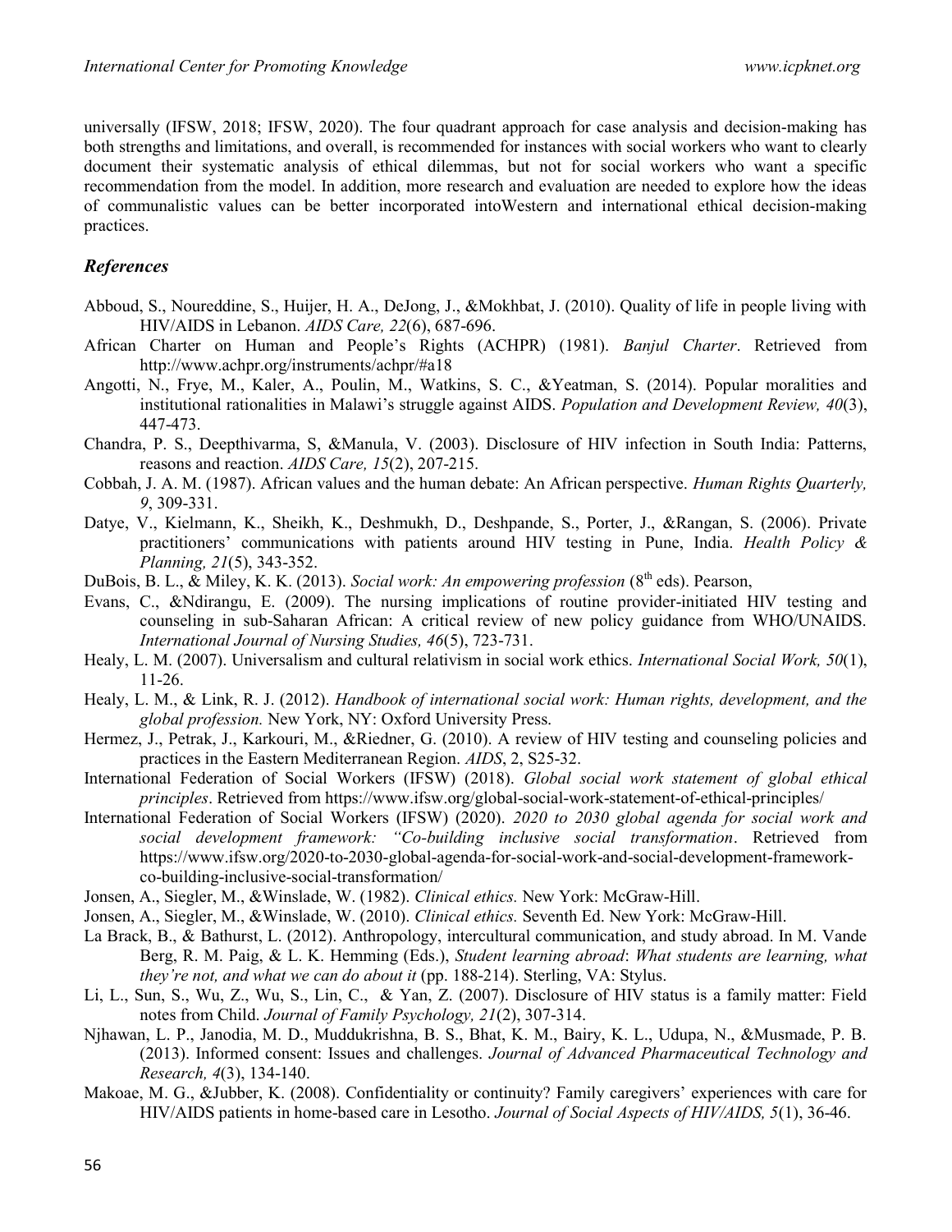universally (IFSW, 2018; IFSW, 2020). The four quadrant approach for case analysis and decision-making has both strengths and limitations, and overall, is recommended for instances with social workers who want to clearly document their systematic analysis of ethical dilemmas, but not for social workers who want a specific recommendation from the model. In addition, more research and evaluation are needed to explore how the ideas of communalistic values can be better incorporated intoWestern and international ethical decision-making practices.

### *References*

Abboud, S., Noureddine, S., Huijer, H. A., DeJong, J., &Mokhbat, J. (2010). Quality of life in people living with HIV/AIDS in Lebanon. *AIDS Care, 22*(6), 687-696.

African Charter on Human and People's Rights (ACHPR) (1981). *Banjul Charter*. Retrieved from http://www.achpr.org/instruments/achpr/#a18

Angotti, N., Frye, M., Kaler, A., Poulin, M., Watkins, S. C., &Yeatman, S. (2014). Popular moralities and institutional rationalities in Malawi's struggle against AIDS. *Population and Development Review, 40*(3), 447-473.

Chandra, P. S., Deepthivarma, S, &Manula, V. (2003). Disclosure of HIV infection in South India: Patterns, reasons and reaction. *AIDS Care, 15*(2), 207-215.

Cobbah, J. A. M. (1987). African values and the human debate: An African perspective. *Human Rights Quarterly, 9*, 309-331.

Datye, V., Kielmann, K., Sheikh, K., Deshmukh, D., Deshpande, S., Porter, J., &Rangan, S. (2006). Private practitioners' communications with patients around HIV testing in Pune, India. *Health Policy & Planning, 21*(5), 343-352.

DuBois, B. L., & Miley, K. K. (2013). *Social work: An empowering profession* (8th eds). Pearson,

Evans, C., &Ndirangu, E. (2009). The nursing implications of routine provider-initiated HIV testing and counseling in sub-Saharan African: A critical review of new policy guidance from WHO/UNAIDS. *International Journal of Nursing Studies, 46*(5), 723-731.

Healy, L. M. (2007). Universalism and cultural relativism in social work ethics. *International Social Work, 50*(1), 11-26.

Healy, L. M., & Link, R. J. (2012). *Handbook of international social work: Human rights, development, and the global profession.* New York, NY: Oxford University Press.

Hermez, J., Petrak, J., Karkouri, M., &Riedner, G. (2010). A review of HIV testing and counseling policies and practices in the Eastern Mediterranean Region. *AIDS*, 2, S25-32.

International Federation of Social Workers (IFSW) (2018). *Global social work statement of global ethical principles*. Retrieved from https://www.ifsw.org/global-social-work-statement-of-ethical-principles/

International Federation of Social Workers (IFSW) (2020). *2020 to 2030 global agenda for social work and social development framework: "Co-building inclusive social transformation*. Retrieved from https://www.ifsw.org/2020-to-2030-global-agenda-for-social-work-and-social-development-framework-co-building-inclusive-social-transformation/

Jonsen, A., Siegler, M., &Winslade, W. (1982). *Clinical ethics.* New York: McGraw-Hill.

Jonsen, A., Siegler, M., &Winslade, W. (2010). *Clinical ethics.* Seventh Ed. New York: McGraw-Hill.

La Brack, B., & Bathurst, L. (2012). Anthropology, intercultural communication, and study abroad. In M. Vande Berg, R. M. Paig, & L. K. Hemming (Eds.), *Student learning abroad*: *What students are learning, what they're not, and what we can do about it* (pp. 188-214). Sterling, VA: Stylus.

Li, L., Sun, S., Wu, Z., Wu, S., Lin, C., & Yan, Z. (2007). Disclosure of HIV status is a family matter: Field notes from Child. *Journal of Family Psychology, 21*(2), 307-314.

Njhawan, L. P., Janodia, M. D., Muddukrishna, B. S., Bhat, K. M., Bairy, K. L., Udupa, N., &Musmade, P. B. (2013). Informed consent: Issues and challenges. *Journal of Advanced Pharmaceutical Technology and Research, 4*(3), 134-140.

Makoae, M. G., &Jubber, K. (2008). Confidentiality or continuity? Family caregivers' experiences with care for HIV/AIDS patients in home-based care in Lesotho. *Journal of Social Aspects of HIV/AIDS, 5*(1), 36-46.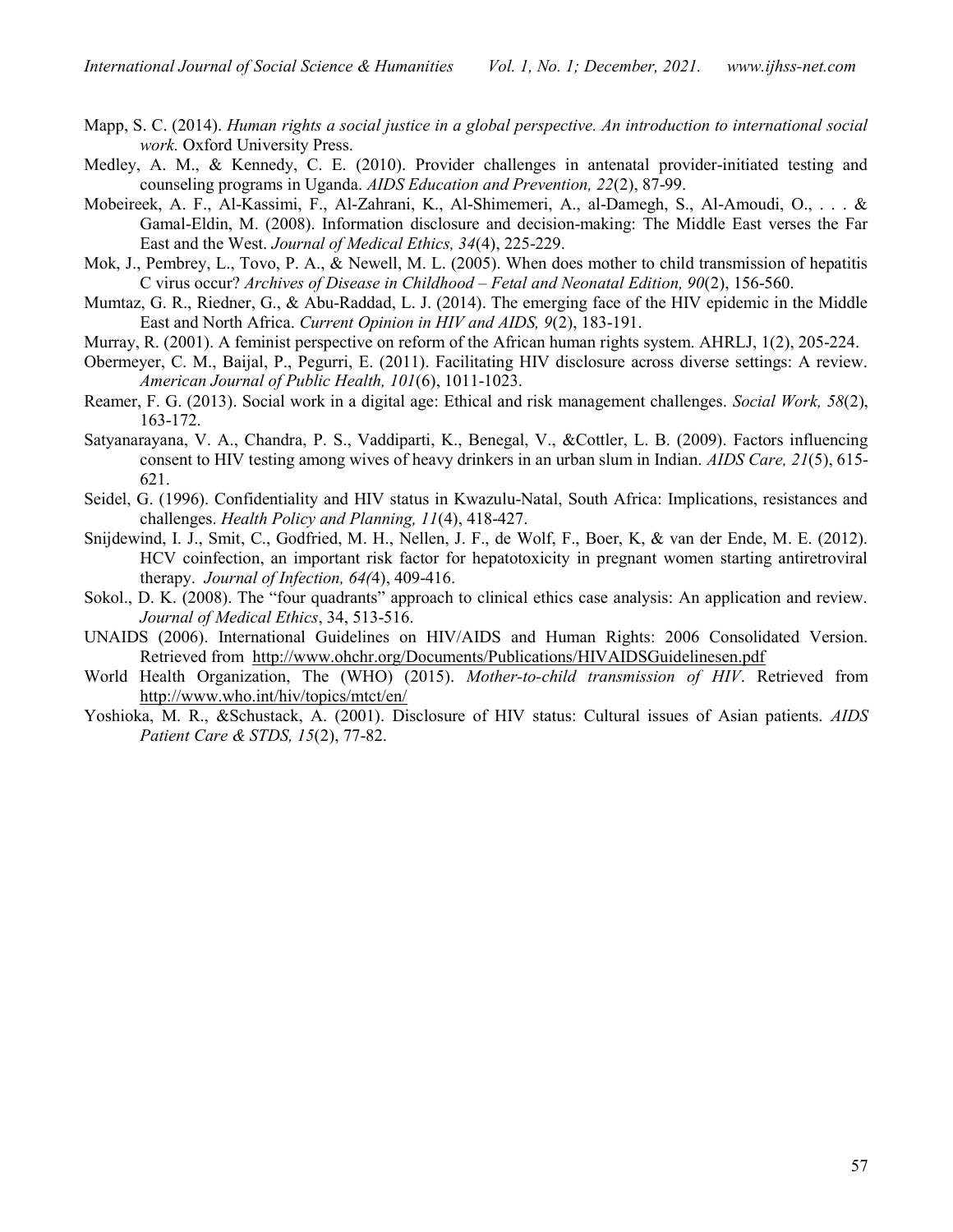Mapp, S. C. (2014). *Human rights a social justice in a global perspective. An introduction to international social work.* Oxford University Press.

Medley, A. M., & Kennedy, C. E. (2010). Provider challenges in antenatal provider-initiated testing and counseling programs in Uganda. *AIDS Education and Prevention, 22*(2), 87-99.

Mobeireek, A. F., Al-Kassimi, F., Al-Zahrani, K., Al-Shimemeri, A., al-Damegh, S., Al-Amoudi, O., . . . & Gamal-Eldin, M. (2008). Information disclosure and decision-making: The Middle East verses the Far East and the West. *Journal of Medical Ethics, 34*(4), 225-229.

Mok, J., Pembrey, L., Tovo, P. A., & Newell, M. L. (2005). When does mother to child transmission of hepatitis C virus occur? *Archives of Disease in Childhood – Fetal and Neonatal Edition, 90*(2), 156-560.

Mumtaz, G. R., Riedner, G., & Abu-Raddad, L. J. (2014). The emerging face of the HIV epidemic in the Middle East and North Africa. *Current Opinion in HIV and AIDS, 9*(2), 183-191.

Murray, R. (2001). A feminist perspective on reform of the African human rights system. AHRLJ, 1(2), 205-224.

Obermeyer, C. M., Baijal, P., Pegurri, E. (2011). Facilitating HIV disclosure across diverse settings: A review. *American Journal of Public Health, 101*(6), 1011-1023.

Reamer, F. G. (2013). Social work in a digital age: Ethical and risk management challenges. *Social Work, 58*(2), 163-172.

Satyanarayana, V. A., Chandra, P. S., Vaddiparti, K., Benegal, V., &Cottler, L. B. (2009). Factors influencing consent to HIV testing among wives of heavy drinkers in an urban slum in Indian. *AIDS Care, 21*(5), 615-621.

Seidel, G. (1996). Confidentiality and HIV status in Kwazulu-Natal, South Africa: Implications, resistances and challenges. *Health Policy and Planning, 11*(4), 418-427.

Snijdewind, I. J., Smit, C., Godfried, M. H., Nellen, J. F., de Wolf, F., Boer, K, & van der Ende, M. E. (2012). HCV coinfection, an important risk factor for hepatotoxicity in pregnant women starting antiretroviral therapy. *Journal of Infection, 64(*4), 409-416.

Sokol., D. K. (2008). The "four quadrants" approach to clinical ethics case analysis: An application and review. *Journal of Medical Ethics*, 34, 513-516.

UNAIDS (2006). International Guidelines on HIV/AIDS and Human Rights: 2006 Consolidated Version. Retrieved from http://www.ohchr.org/Documents/Publications/HIVAIDSGuidelinesen.pdf

World Health Organization, The (WHO) (2015). *Mother-to-child transmission of HIV*. Retrieved from http://www.who.int/hiv/topics/mtct/en/

Yoshioka, M. R., &Schustack, A. (2001). Disclosure of HIV status: Cultural issues of Asian patients. *AIDS Patient Care & STDS, 15*(2), 77-82.